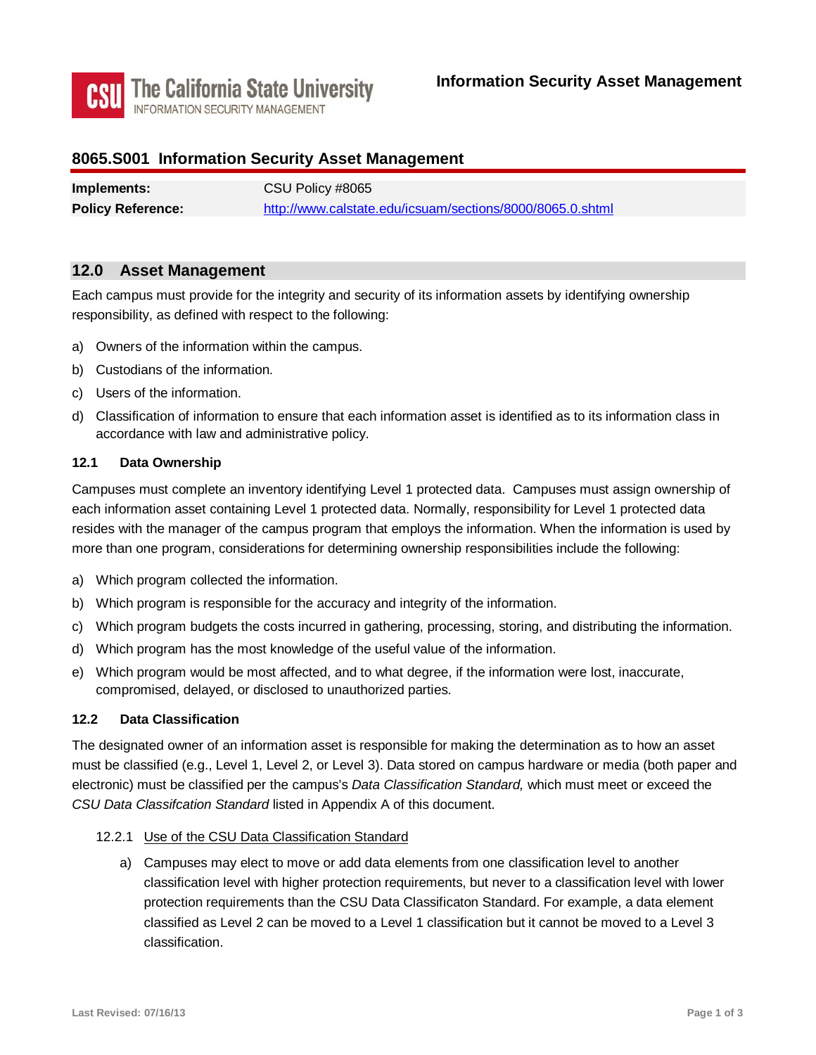# 8065.S001 Information Security Asset Management

| | |
|---|---|
| **Implements:** | CSU Policy #8065 |
| **Policy Reference:** | http://www.calstate.edu/icsuam/sections/8000/8065.0.shtml |

## 12.0 Asset Management

Each campus must provide for the integrity and security of its information assets by identifying ownership responsibility, as defined with respect to the following:

a) Owners of the information within the campus.

b) Custodians of the information.

c) Users of the information.

d) Classification of information to ensure that each information asset is identified as to its information class in accordance with law and administrative policy.

### 12.1 Data Ownership

Campuses must complete an inventory identifying Level 1 protected data. Campuses must assign ownership of each information asset containing Level 1 protected data. Normally, responsibility for Level 1 protected data resides with the manager of the campus program that employs the information. When the information is used by more than one program, considerations for determining ownership responsibilities include the following:

a) Which program collected the information.

b) Which program is responsible for the accuracy and integrity of the information.

c) Which program budgets the costs incurred in gathering, processing, storing, and distributing the information.

d) Which program has the most knowledge of the useful value of the information.

e) Which program would be most affected, and to what degree, if the information were lost, inaccurate, compromised, delayed, or disclosed to unauthorized parties.

### 12.2 Data Classification

The designated owner of an information asset is responsible for making the determination as to how an asset must be classified (e.g., Level 1, Level 2, or Level 3). Data stored on campus hardware or media (both paper and electronic) must be classified per the campus's *Data Classification Standard,* which must meet or exceed the *CSU Data Classifcation Standard* listed in Appendix A of this document.

#### 12.2.1 Use of the CSU Data Classification Standard

a) Campuses may elect to move or add data elements from one classification level to another classification level with higher protection requirements, but never to a classification level with lower protection requirements than the CSU Data Classificaton Standard. For example, a data element classified as Level 2 can be moved to a Level 1 classification but it cannot be moved to a Level 3 classification.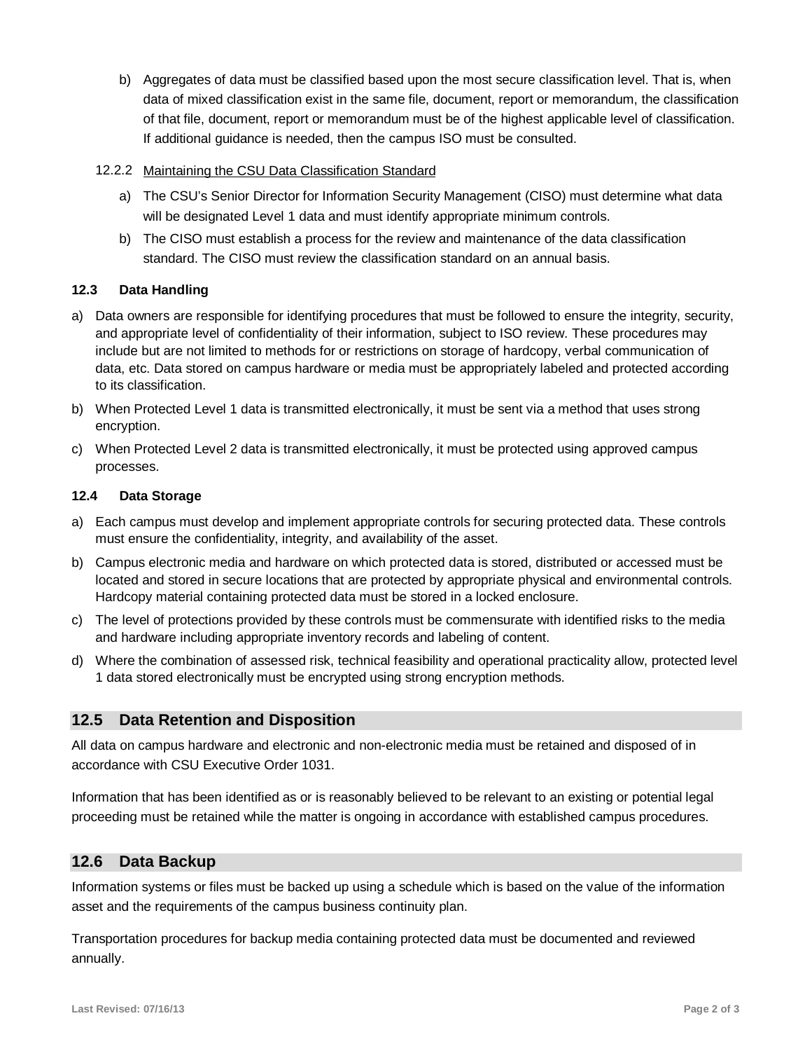b) Aggregates of data must be classified based upon the most secure classification level. That is, when data of mixed classification exist in the same file, document, report or memorandum, the classification of that file, document, report or memorandum must be of the highest applicable level of classification. If additional guidance is needed, then the campus ISO must be consulted.

12.2.2 Maintaining the CSU Data Classification Standard

a) The CSU's Senior Director for Information Security Management (CISO) must determine what data will be designated Level 1 data and must identify appropriate minimum controls.

b) The CISO must establish a process for the review and maintenance of the data classification standard. The CISO must review the classification standard on an annual basis.

### 12.3 Data Handling

a) Data owners are responsible for identifying procedures that must be followed to ensure the integrity, security, and appropriate level of confidentiality of their information, subject to ISO review. These procedures may include but are not limited to methods for or restrictions on storage of hardcopy, verbal communication of data, etc. Data stored on campus hardware or media must be appropriately labeled and protected according to its classification.

b) When Protected Level 1 data is transmitted electronically, it must be sent via a method that uses strong encryption.

c) When Protected Level 2 data is transmitted electronically, it must be protected using approved campus processes.

### 12.4 Data Storage

a) Each campus must develop and implement appropriate controls for securing protected data. These controls must ensure the confidentiality, integrity, and availability of the asset.

b) Campus electronic media and hardware on which protected data is stored, distributed or accessed must be located and stored in secure locations that are protected by appropriate physical and environmental controls. Hardcopy material containing protected data must be stored in a locked enclosure.

c) The level of protections provided by these controls must be commensurate with identified risks to the media and hardware including appropriate inventory records and labeling of content.

d) Where the combination of assessed risk, technical feasibility and operational practicality allow, protected level 1 data stored electronically must be encrypted using strong encryption methods.

## 12.5 Data Retention and Disposition

All data on campus hardware and electronic and non-electronic media must be retained and disposed of in accordance with CSU Executive Order 1031.

Information that has been identified as or is reasonably believed to be relevant to an existing or potential legal proceeding must be retained while the matter is ongoing in accordance with established campus procedures.

## 12.6 Data Backup

Information systems or files must be backed up using a schedule which is based on the value of the information asset and the requirements of the campus business continuity plan.

Transportation procedures for backup media containing protected data must be documented and reviewed annually.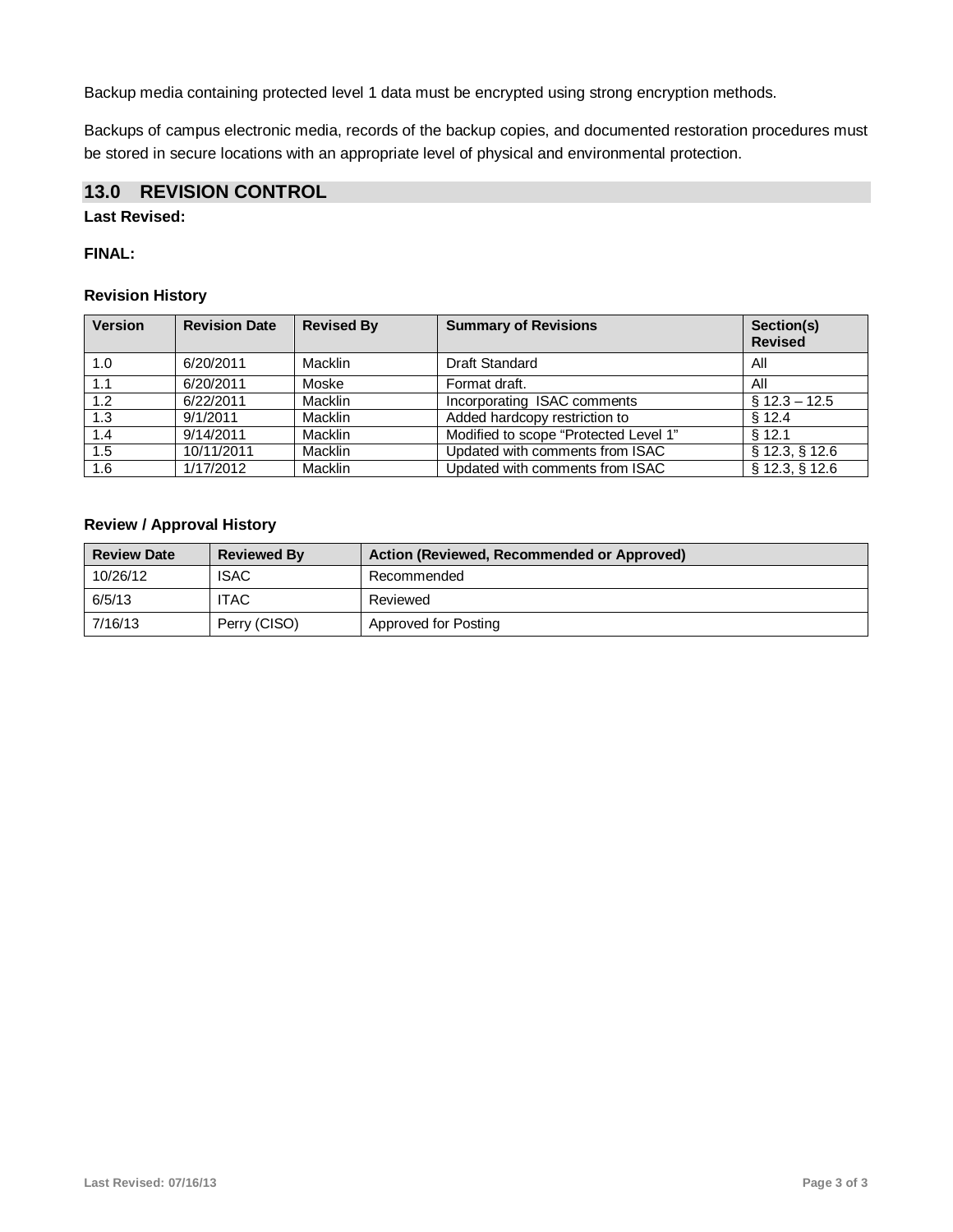Backup media containing protected level 1 data must be encrypted using strong encryption methods.

Backups of campus electronic media, records of the backup copies, and documented restoration procedures must be stored in secure locations with an appropriate level of physical and environmental protection.

## 13.0 REVISION CONTROL

**Last Revised:**

**FINAL:**

### Revision History

| Version | Revision Date | Revised By | Summary of Revisions | Section(s) Revised |
|---|---|---|---|---|
| 1.0 | 6/20/2011 | Macklin | Draft Standard | All |
| 1.1 | 6/20/2011 | Moske | Format draft. | All |
| 1.2 | 6/22/2011 | Macklin | Incorporating ISAC comments | § 12.3 – 12.5 |
| 1.3 | 9/1/2011 | Macklin | Added hardcopy restriction to | § 12.4 |
| 1.4 | 9/14/2011 | Macklin | Modified to scope "Protected Level 1" | § 12.1 |
| 1.5 | 10/11/2011 | Macklin | Updated with comments from ISAC | § 12.3, § 12.6 |
| 1.6 | 1/17/2012 | Macklin | Updated with comments from ISAC | § 12.3, § 12.6 |

### Review / Approval History

| Review Date | Reviewed By | Action (Reviewed, Recommended or Approved) |
|---|---|---|
| 10/26/12 | ISAC | Recommended |
| 6/5/13 | ITAC | Reviewed |
| 7/16/13 | Perry (CISO) | Approved for Posting |